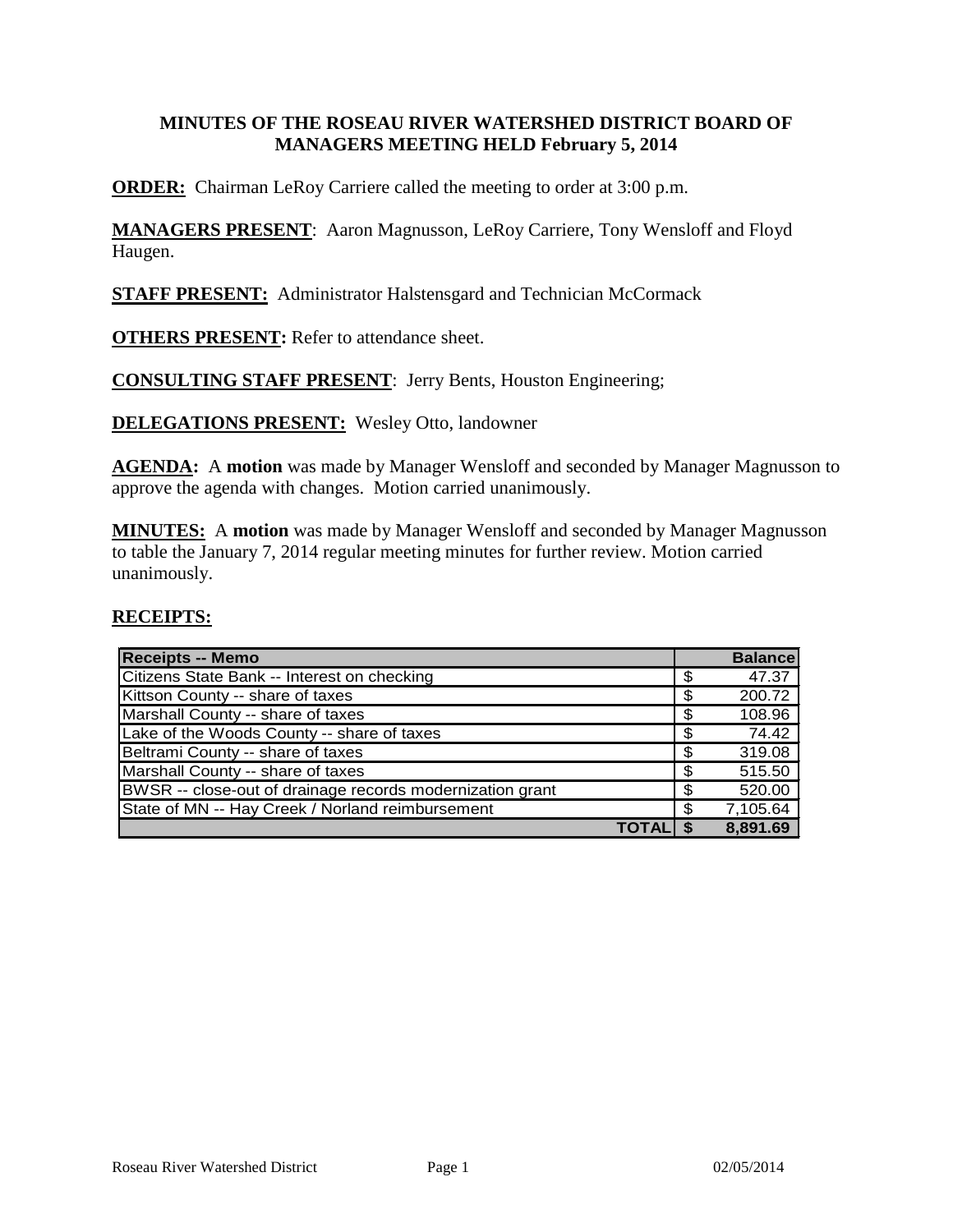# MINUTES OF THE ROSEAU RIVER WATERSHED DISTRICT BOARD OF MANAGERS MEETING HELD February 5, 2014

**ORDER:** Chairman LeRoy Carriere called the meeting to order at 3:00 p.m.

**MANAGERS PRESENT**: Aaron Magnusson, LeRoy Carriere, Tony Wensloff and Floyd Haugen.

**STAFF PRESENT:** Administrator Halstensgard and Technician McCormack

**OTHERS PRESENT:** Refer to attendance sheet.

**CONSULTING STAFF PRESENT**: Jerry Bents, Houston Engineering;

**DELEGATIONS PRESENT:** Wesley Otto, landowner

**AGENDA:** A **motion** was made by Manager Wensloff and seconded by Manager Magnusson to approve the agenda with changes. Motion carried unanimously.

**MINUTES:** A **motion** was made by Manager Wensloff and seconded by Manager Magnusson to table the January 7, 2014 regular meeting minutes for further review. Motion carried unanimously.

**RECEIPTS:**

| Receipts -- Memo | | Balance |
|---|---|---|
| Citizens State Bank -- Interest on checking | $ | 47.37 |
| Kittson County -- share of taxes | $ | 200.72 |
| Marshall County -- share of taxes | $ | 108.96 |
| Lake of the Woods County -- share of taxes | $ | 74.42 |
| Beltrami County -- share of taxes | $ | 319.08 |
| Marshall County -- share of taxes | $ | 515.50 |
| BWSR -- close-out of drainage records modernization grant | $ | 520.00 |
| State of MN -- Hay Creek / Norland reimbursement | $ | 7,105.64 |
| **TOTAL** | **$** | **8,891.69** |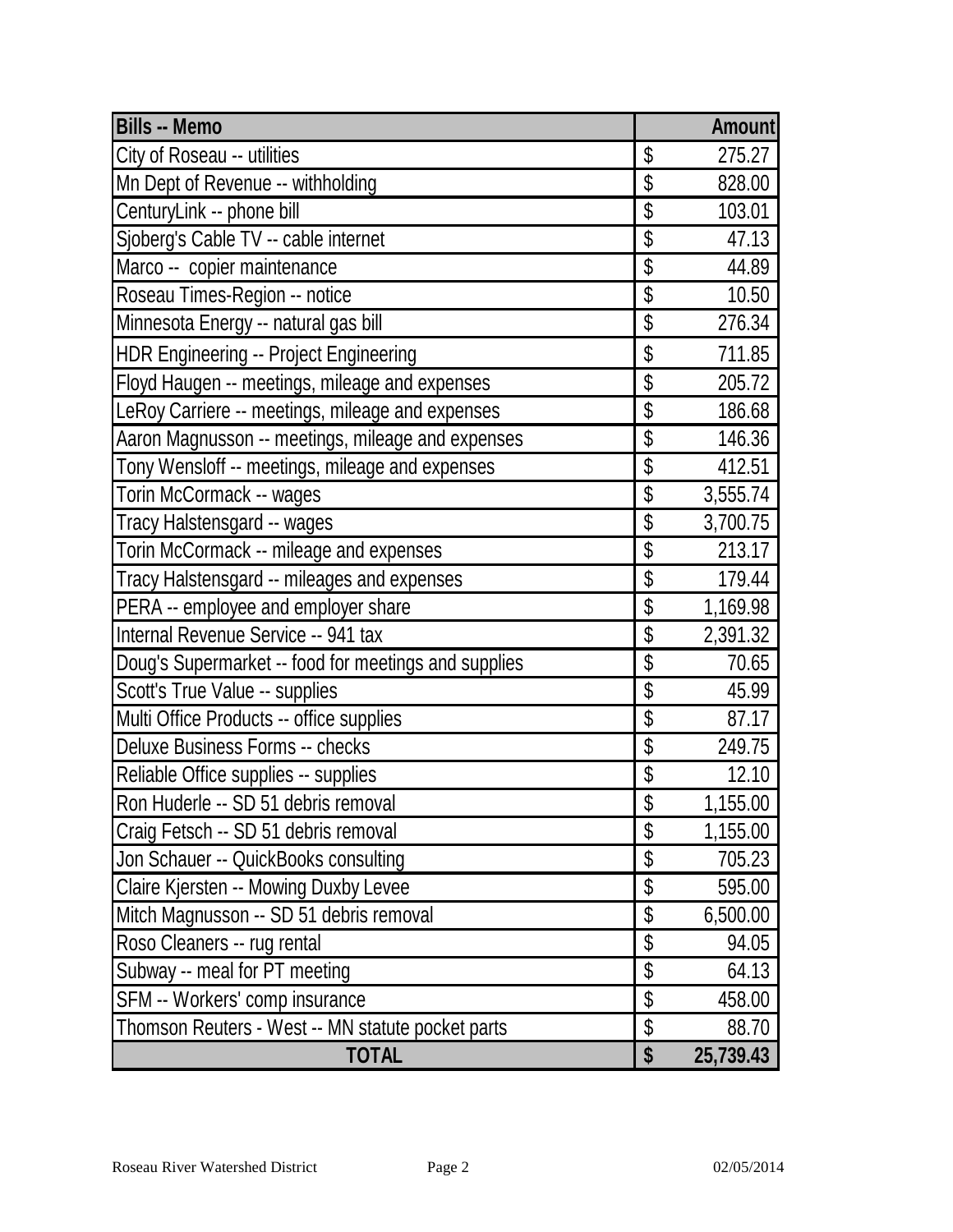| Bills -- Memo | Amount |
|---|---|
| City of Roseau -- utilities | $ 275.27 |
| Mn Dept of Revenue -- withholding | $ 828.00 |
| CenturyLink -- phone bill | $ 103.01 |
| Sjoberg's Cable TV -- cable internet | $ 47.13 |
| Marco -- copier maintenance | $ 44.89 |
| Roseau Times-Region -- notice | $ 10.50 |
| Minnesota Energy -- natural gas bill | $ 276.34 |
| HDR Engineering -- Project Engineering | $ 711.85 |
| Floyd Haugen -- meetings, mileage and expenses | $ 205.72 |
| LeRoy Carriere -- meetings, mileage and expenses | $ 186.68 |
| Aaron Magnusson -- meetings, mileage and expenses | $ 146.36 |
| Tony Wensloff -- meetings, mileage and expenses | $ 412.51 |
| Torin McCormack -- wages | $ 3,555.74 |
| Tracy Halstensgard -- wages | $ 3,700.75 |
| Torin McCormack -- mileage and expenses | $ 213.17 |
| Tracy Halstensgard -- mileages and expenses | $ 179.44 |
| PERA -- employee and employer share | $ 1,169.98 |
| Internal Revenue Service -- 941 tax | $ 2,391.32 |
| Doug's Supermarket -- food for meetings and supplies | $ 70.65 |
| Scott's True Value -- supplies | $ 45.99 |
| Multi Office Products -- office supplies | $ 87.17 |
| Deluxe Business Forms -- checks | $ 249.75 |
| Reliable Office supplies -- supplies | $ 12.10 |
| Ron Huderle -- SD 51 debris removal | $ 1,155.00 |
| Craig Fetsch -- SD 51 debris removal | $ 1,155.00 |
| Jon Schauer -- QuickBooks consulting | $ 705.23 |
| Claire Kjersten -- Mowing Duxby Levee | $ 595.00 |
| Mitch Magnusson -- SD 51 debris removal | $ 6,500.00 |
| Roso Cleaners -- rug rental | $ 94.05 |
| Subway -- meal for PT meeting | $ 64.13 |
| SFM -- Workers' comp insurance | $ 458.00 |
| Thomson Reuters - West -- MN statute pocket parts | $ 88.70 |
| **TOTAL** | **$ 25,739.43** |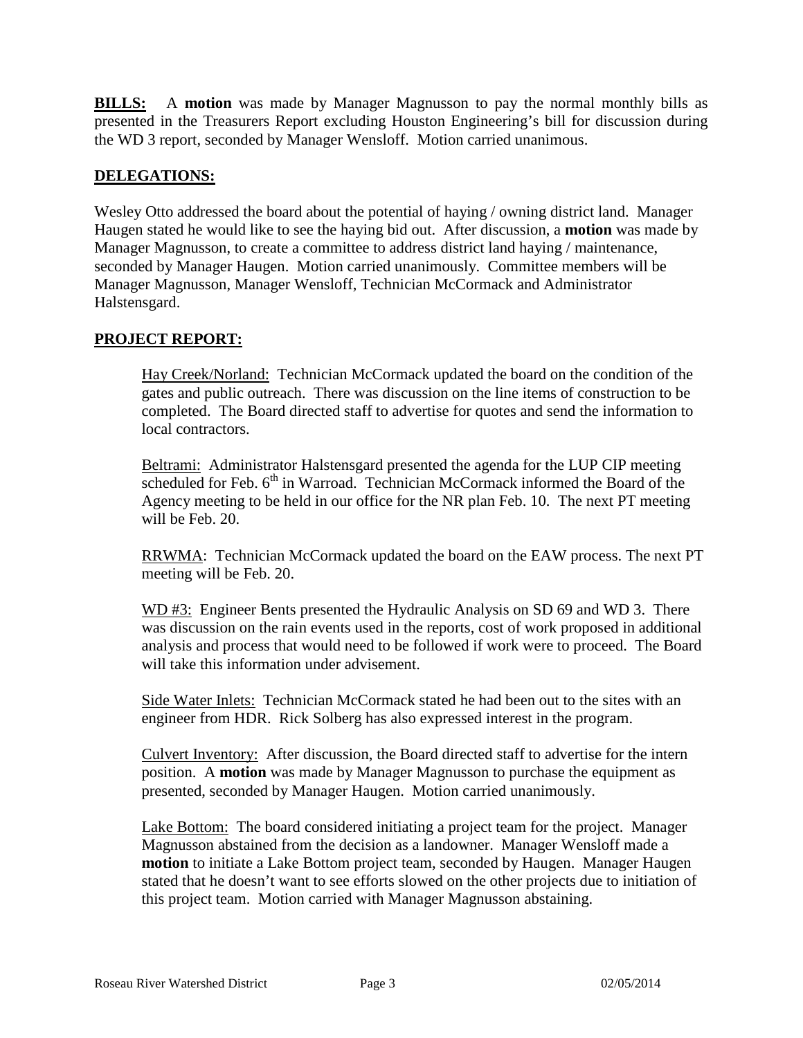**BILLS:** A **motion** was made by Manager Magnusson to pay the normal monthly bills as presented in the Treasurers Report excluding Houston Engineering's bill for discussion during the WD 3 report, seconded by Manager Wensloff. Motion carried unanimous.

## DELEGATIONS:

Wesley Otto addressed the board about the potential of haying / owning district land. Manager Haugen stated he would like to see the haying bid out. After discussion, a **motion** was made by Manager Magnusson, to create a committee to address district land haying / maintenance, seconded by Manager Haugen. Motion carried unanimously. Committee members will be Manager Magnusson, Manager Wensloff, Technician McCormack and Administrator Halstensgard.

## PROJECT REPORT:

Hay Creek/Norland: Technician McCormack updated the board on the condition of the gates and public outreach. There was discussion on the line items of construction to be completed. The Board directed staff to advertise for quotes and send the information to local contractors.

Beltrami: Administrator Halstensgard presented the agenda for the LUP CIP meeting scheduled for Feb. 6th in Warroad. Technician McCormack informed the Board of the Agency meeting to be held in our office for the NR plan Feb. 10. The next PT meeting will be Feb. 20.

RRWMA: Technician McCormack updated the board on the EAW process. The next PT meeting will be Feb. 20.

WD #3: Engineer Bents presented the Hydraulic Analysis on SD 69 and WD 3. There was discussion on the rain events used in the reports, cost of work proposed in additional analysis and process that would need to be followed if work were to proceed. The Board will take this information under advisement.

Side Water Inlets: Technician McCormack stated he had been out to the sites with an engineer from HDR. Rick Solberg has also expressed interest in the program.

Culvert Inventory: After discussion, the Board directed staff to advertise for the intern position. A **motion** was made by Manager Magnusson to purchase the equipment as presented, seconded by Manager Haugen. Motion carried unanimously.

Lake Bottom: The board considered initiating a project team for the project. Manager Magnusson abstained from the decision as a landowner. Manager Wensloff made a **motion** to initiate a Lake Bottom project team, seconded by Haugen. Manager Haugen stated that he doesn't want to see efforts slowed on the other projects due to initiation of this project team. Motion carried with Manager Magnusson abstaining.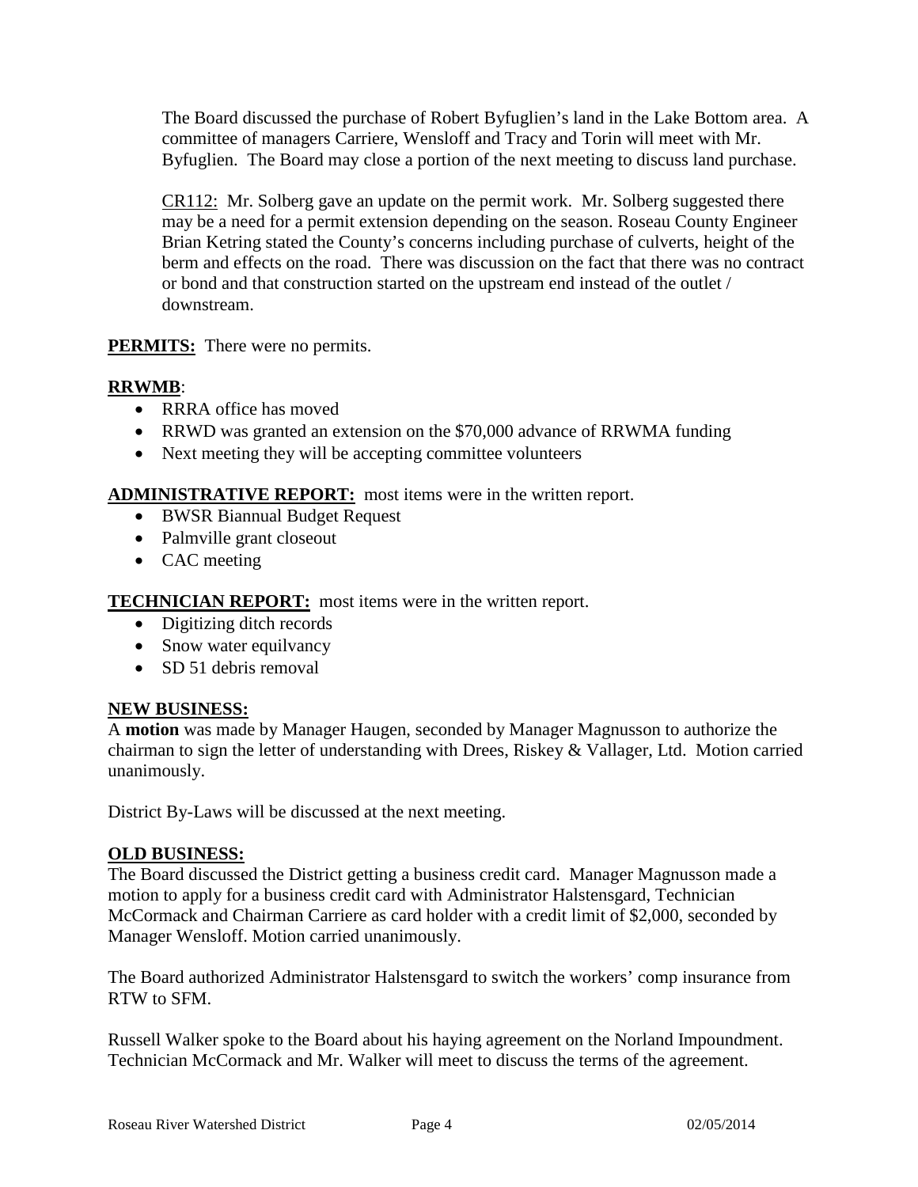The Board discussed the purchase of Robert Byfuglien's land in the Lake Bottom area. A committee of managers Carriere, Wensloff and Tracy and Torin will meet with Mr. Byfuglien. The Board may close a portion of the next meeting to discuss land purchase.

<u>CR112:</u> Mr. Solberg gave an update on the permit work. Mr. Solberg suggested there may be a need for a permit extension depending on the season. Roseau County Engineer Brian Ketring stated the County's concerns including purchase of culverts, height of the berm and effects on the road. There was discussion on the fact that there was no contract or bond and that construction started on the upstream end instead of the outlet / downstream.

**PERMITS:** There were no permits.

**RRWMB**:

- RRRA office has moved
- RRWD was granted an extension on the $70,000 advance of RRWMA funding
- Next meeting they will be accepting committee volunteers

**ADMINISTRATIVE REPORT:** most items were in the written report.

- BWSR Biannual Budget Request
- Palmville grant closeout
- CAC meeting

**TECHNICIAN REPORT:** most items were in the written report.

- Digitizing ditch records
- Snow water equilvancy
- SD 51 debris removal

**NEW BUSINESS:**

A **motion** was made by Manager Haugen, seconded by Manager Magnusson to authorize the chairman to sign the letter of understanding with Drees, Riskey & Vallager, Ltd. Motion carried unanimously.

District By-Laws will be discussed at the next meeting.

**OLD BUSINESS:**

The Board discussed the District getting a business credit card. Manager Magnusson made a motion to apply for a business credit card with Administrator Halstensgard, Technician McCormack and Chairman Carriere as card holder with a credit limit of $2,000, seconded by Manager Wensloff. Motion carried unanimously.

The Board authorized Administrator Halstensgard to switch the workers' comp insurance from RTW to SFM.

Russell Walker spoke to the Board about his haying agreement on the Norland Impoundment. Technician McCormack and Mr. Walker will meet to discuss the terms of the agreement.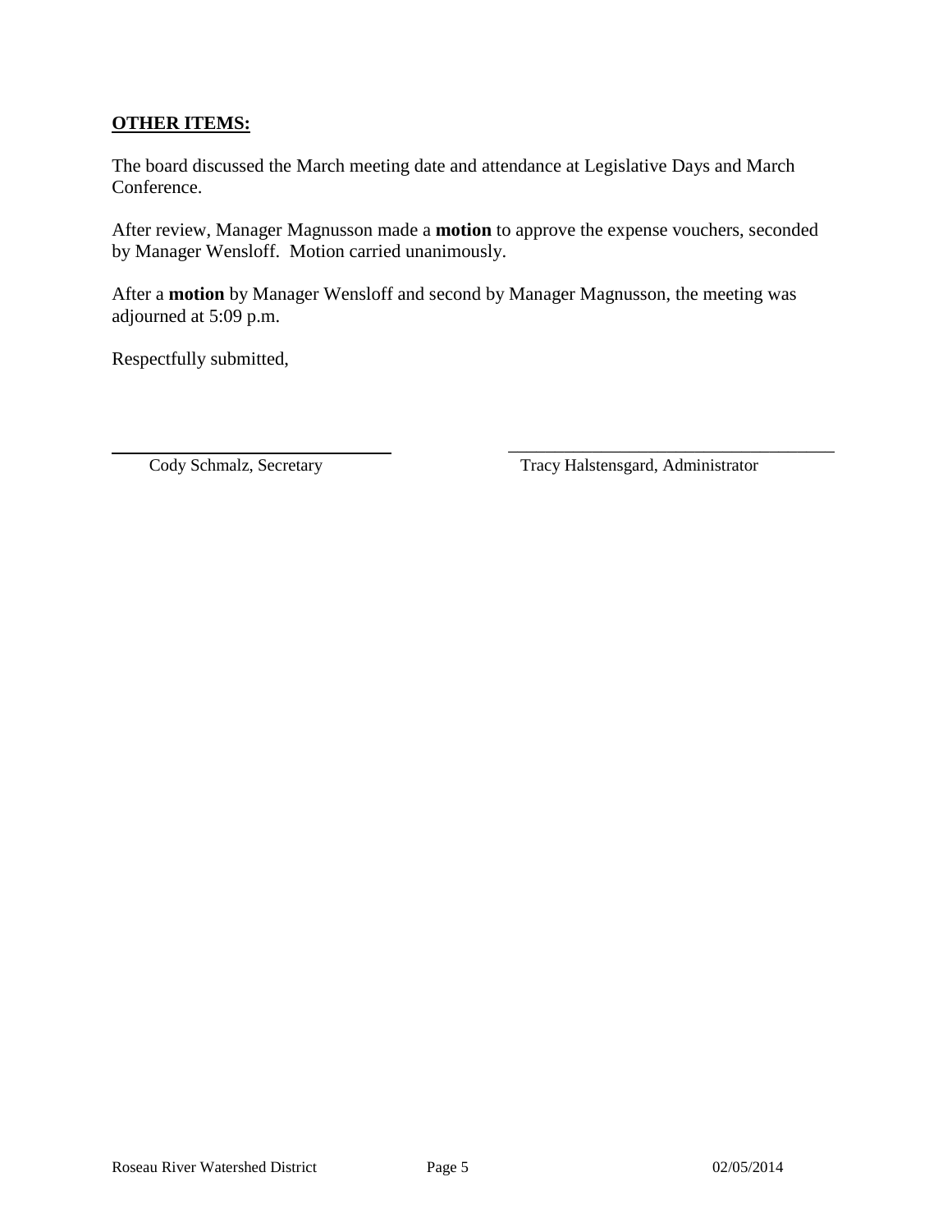**<u>OTHER ITEMS:</u>**

The board discussed the March meeting date and attendance at Legislative Days and March Conference.

After review, Manager Magnusson made a **motion** to approve the expense vouchers, seconded by Manager Wensloff. Motion carried unanimously.

After a **motion** by Manager Wensloff and second by Manager Magnusson, the meeting was adjourned at 5:09 p.m.

Respectfully submitted,

Cody Schmalz, Secretary

Tracy Halstensgard, Administrator